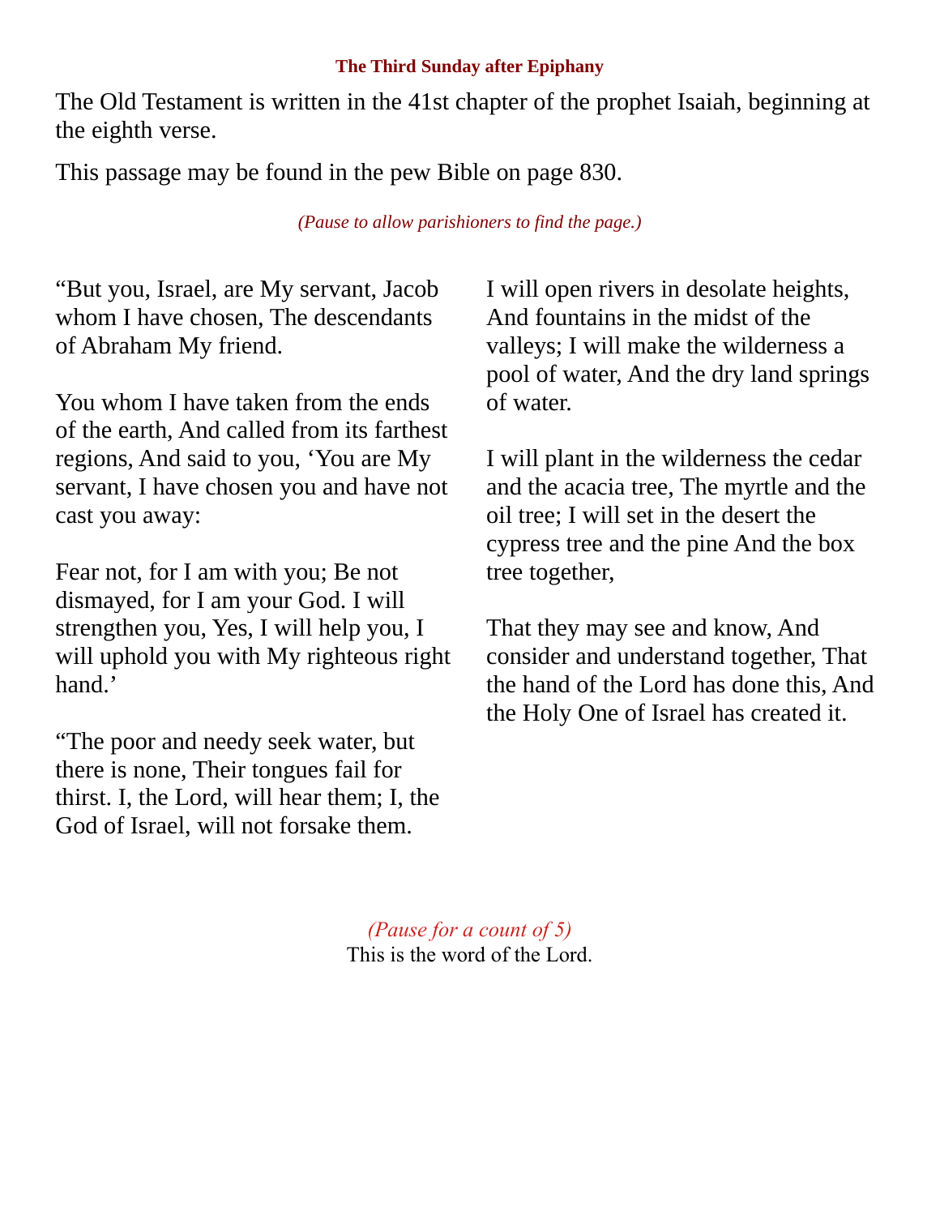**The Third Sunday after Epiphany**

The Old Testament is written in the 41st chapter of the prophet Isaiah, beginning at the eighth verse.

This passage may be found in the pew Bible on page 830.

*(Pause to allow parishioners to find the page.)*

“But you, Israel, are My servant, Jacob whom I have chosen, The descendants of Abraham My friend.

You whom I have taken from the ends of the earth, And called from its farthest regions, And said to you, ‘You are My servant, I have chosen you and have not cast you away:

Fear not, for I am with you; Be not dismayed, for I am your God. I will strengthen you, Yes, I will help you, I will uphold you with My righteous right hand.’

“The poor and needy seek water, but there is none, Their tongues fail for thirst. I, the Lord, will hear them; I, the God of Israel, will not forsake them.

I will open rivers in desolate heights, And fountains in the midst of the valleys; I will make the wilderness a pool of water, And the dry land springs of water.

I will plant in the wilderness the cedar and the acacia tree, The myrtle and the oil tree; I will set in the desert the cypress tree and the pine And the box tree together,

That they may see and know, And consider and understand together, That the hand of the Lord has done this, And the Holy One of Israel has created it.

*(Pause for a count of 5)*
This is the word of the Lord.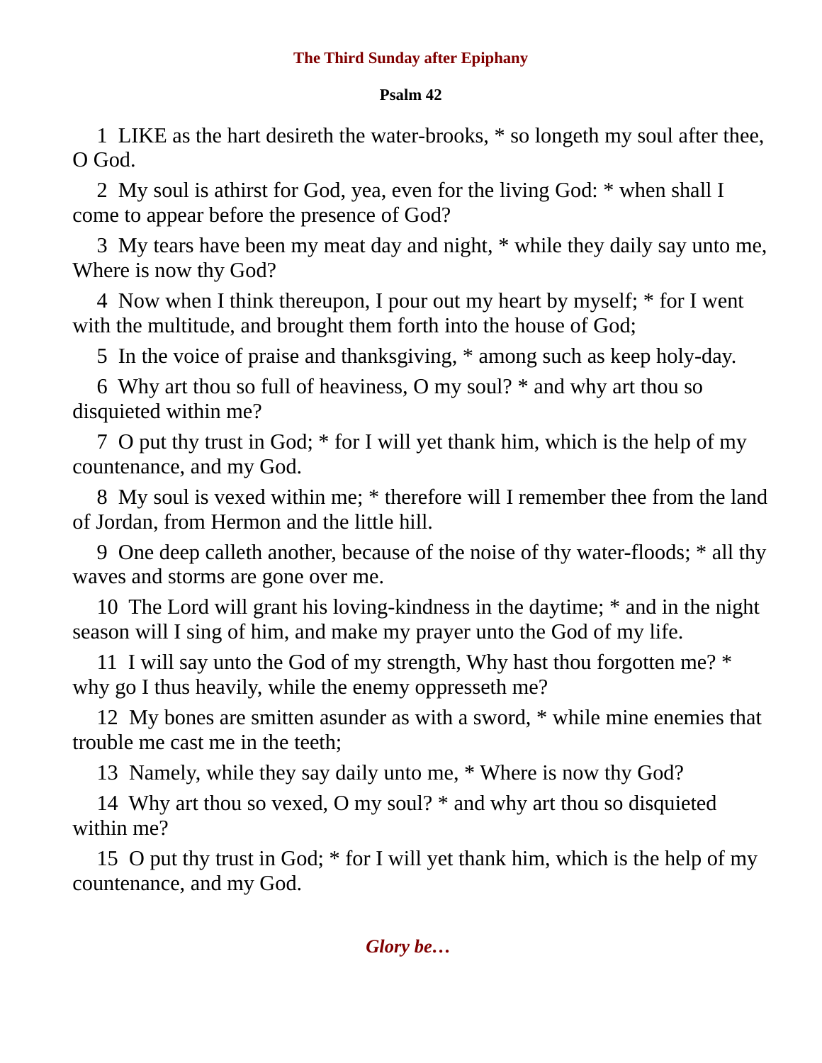## The Third Sunday after Epiphany

### Psalm 42

1 LIKE as the hart desireth the water-brooks, * so longeth my soul after thee, O God.

2 My soul is athirst for God, yea, even for the living God: * when shall I come to appear before the presence of God?

3 My tears have been my meat day and night, * while they daily say unto me, Where is now thy God?

4 Now when I think thereupon, I pour out my heart by myself; * for I went with the multitude, and brought them forth into the house of God;

5 In the voice of praise and thanksgiving, * among such as keep holy-day.

6 Why art thou so full of heaviness, O my soul? * and why art thou so disquieted within me?

7 O put thy trust in God; * for I will yet thank him, which is the help of my countenance, and my God.

8 My soul is vexed within me; * therefore will I remember thee from the land of Jordan, from Hermon and the little hill.

9 One deep calleth another, because of the noise of thy water-floods; * all thy waves and storms are gone over me.

10 The Lord will grant his loving-kindness in the daytime; * and in the night season will I sing of him, and make my prayer unto the God of my life.

11 I will say unto the God of my strength, Why hast thou forgotten me? * why go I thus heavily, while the enemy oppresseth me?

12 My bones are smitten asunder as with a sword, * while mine enemies that trouble me cast me in the teeth;

13 Namely, while they say daily unto me, * Where is now thy God?

14 Why art thou so vexed, O my soul? * and why art thou so disquieted within me?

15 O put thy trust in God; * for I will yet thank him, which is the help of my countenance, and my God.

***Glory be…***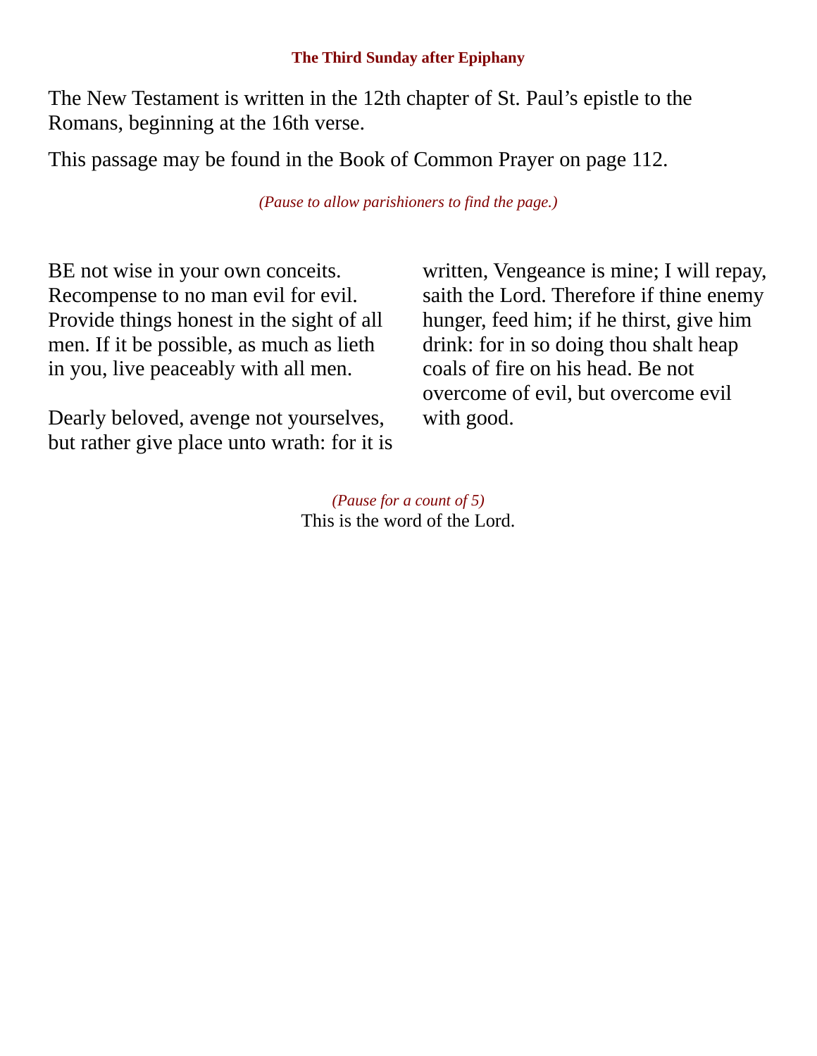**The Third Sunday after Epiphany**

The New Testament is written in the 12th chapter of St. Paul's epistle to the Romans, beginning at the 16th verse.

This passage may be found in the Book of Common Prayer on page 112.

*(Pause to allow parishioners to find the page.)*

BE not wise in your own conceits. Recompense to no man evil for evil. Provide things honest in the sight of all men. If it be possible, as much as lieth in you, live peaceably with all men.

Dearly beloved, avenge not yourselves, but rather give place unto wrath: for it is written, Vengeance is mine; I will repay, saith the Lord. Therefore if thine enemy hunger, feed him; if he thirst, give him drink: for in so doing thou shalt heap coals of fire on his head. Be not overcome of evil, but overcome evil with good.

*(Pause for a count of 5)*

This is the word of the Lord.